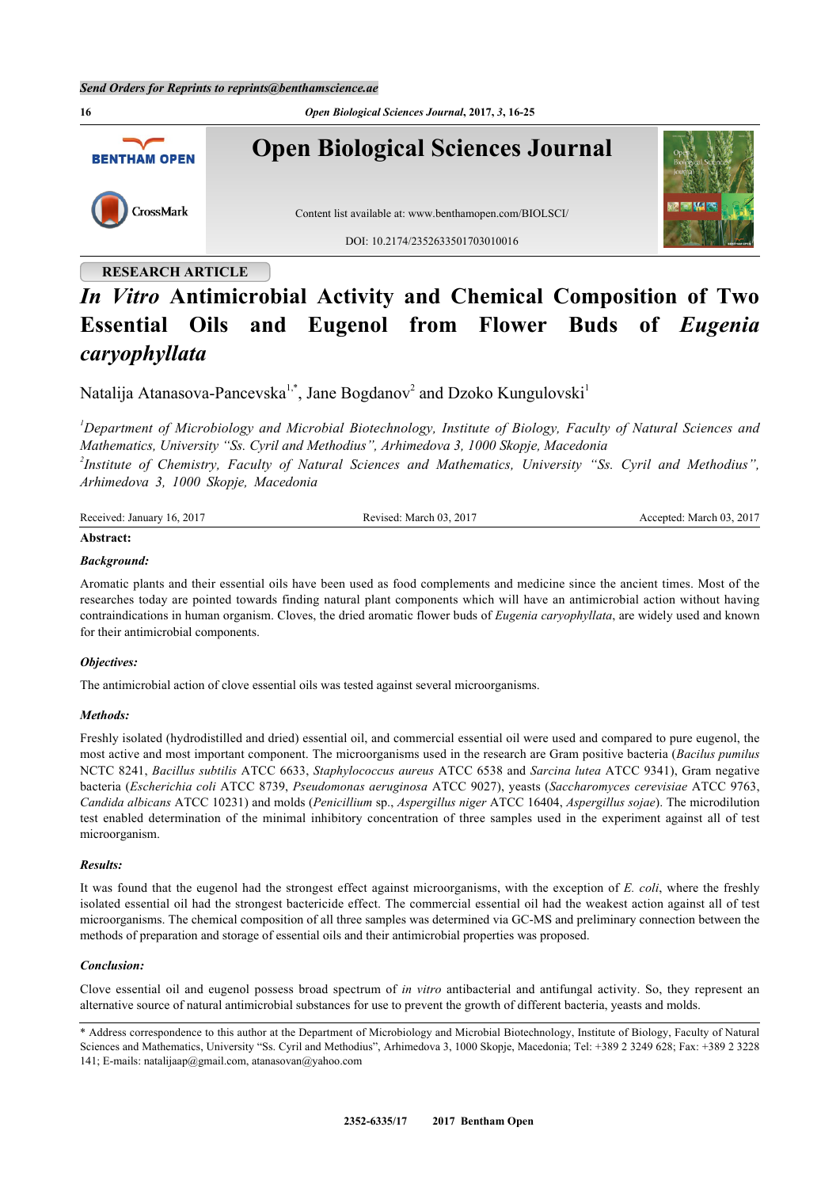RESEARCH ARTICLE

# *In Vitro* Antimicrobial Activity and Chemical Composition of Two Essential Oils and Eugenol from Flower Buds of *Eugenia caryophyllata*

Natalija Atanasova-Pancevska[1,*], Jane Bogdanov[2] and Dzoko Kungulovski[1]

[1]*Department of Microbiology and Microbial Biotechnology, Institute of Biology, Faculty of Natural Sciences and Mathematics, University "Ss. Cyril and Methodius", Arhimedova 3, 1000 Skopje, Macedonia*
[2]*Institute of Chemistry, Faculty of Natural Sciences and Mathematics, University "Ss. Cyril and Methodius", Arhimedova 3, 1000 Skopje, Macedonia*

Received: January 16, 2017 | Revised: March 03, 2017 | Accepted: March 03, 2017

**Abstract:**

***Background:***

Aromatic plants and their essential oils have been used as food complements and medicine since the ancient times. Most of the researches today are pointed towards finding natural plant components which will have an antimicrobial action without having contraindications in human organism. Cloves, the dried aromatic flower buds of *Eugenia caryophyllata*, are widely used and known for their antimicrobial components.

***Objectives:***

The antimicrobial action of clove essential oils was tested against several microorganisms.

***Methods:***

Freshly isolated (hydrodistilled and dried) essential oil, and commercial essential oil were used and compared to pure eugenol, the most active and most important component. The microorganisms used in the research are Gram positive bacteria (*Bacilus pumilus* NCTC 8241, *Bacillus subtilis* ATCC 6633, *Staphylococcus aureus* ATCC 6538 and *Sarcina lutea* ATCC 9341), Gram negative bacteria (*Escherichia coli* ATCC 8739, *Pseudomonas aeruginosa* ATCC 9027), yeasts (*Saccharomyces cerevisiae* ATCC 9763, *Candida albicans* ATCC 10231) and molds (*Penicillium* sp., *Aspergillus niger* ATCC 16404, *Aspergillus sojae*). The microdilution test enabled determination of the minimal inhibitory concentration of three samples used in the experiment against all of test microorganism.

***Results:***

It was found that the eugenol had the strongest effect against microorganisms, with the exception of *E. coli*, where the freshly isolated essential oil had the strongest bactericide effect. The commercial essential oil had the weakest action against all of test microorganisms. The chemical composition of all three samples was determined via GC-MS and preliminary connection between the methods of preparation and storage of essential oils and their antimicrobial properties was proposed.

***Conclusion:***

Clove essential oil and eugenol possess broad spectrum of *in vitro* antibacterial and antifungal activity. So, they represent an alternative source of natural antimicrobial substances for use to prevent the growth of different bacteria, yeasts and molds.

* Address correspondence to this author at the Department of Microbiology and Microbial Biotechnology, Institute of Biology, Faculty of Natural Sciences and Mathematics, University "Ss. Cyril and Methodius", Arhimedova 3, 1000 Skopje, Macedonia; Tel: +389 2 3249 628; Fax: +389 2 3228 141; E-mails: natalijaap@gmail.com, atanasovan@yahoo.com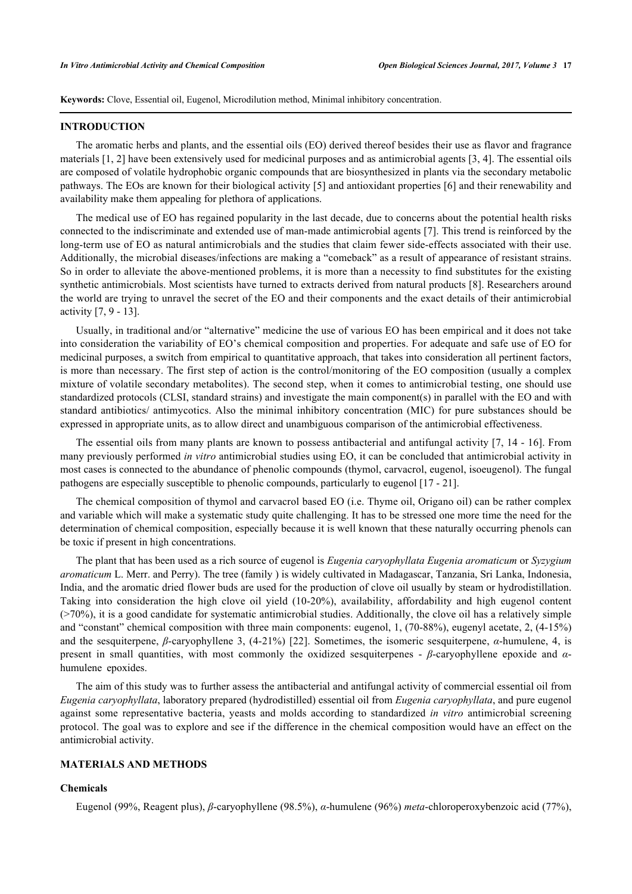**Keywords:** Clove, Essential oil, Eugenol, Microdilution method, Minimal inhibitory concentration.

## INTRODUCTION

The aromatic herbs and plants, and the essential oils (EO) derived thereof besides their use as flavor and fragrance materials [1, 2] have been extensively used for medicinal purposes and as antimicrobial agents [3, 4]. The essential oils are composed of volatile hydrophobic organic compounds that are biosynthesized in plants via the secondary metabolic pathways. The EOs are known for their biological activity [5] and antioxidant properties [6] and their renewability and availability make them appealing for plethora of applications.

The medical use of EO has regained popularity in the last decade, due to concerns about the potential health risks connected to the indiscriminate and extended use of man-made antimicrobial agents [7]. This trend is reinforced by the long-term use of EO as natural antimicrobials and the studies that claim fewer side-effects associated with their use. Additionally, the microbial diseases/infections are making a "comeback" as a result of appearance of resistant strains. So in order to alleviate the above-mentioned problems, it is more than a necessity to find substitutes for the existing synthetic antimicrobials. Most scientists have turned to extracts derived from natural products [8]. Researchers around the world are trying to unravel the secret of the EO and their components and the exact details of their antimicrobial activity [7, 9 - 13].

Usually, in traditional and/or "alternative" medicine the use of various EO has been empirical and it does not take into consideration the variability of EO's chemical composition and properties. For adequate and safe use of EO for medicinal purposes, a switch from empirical to quantitative approach, that takes into consideration all pertinent factors, is more than necessary. The first step of action is the control/monitoring of the EO composition (usually a complex mixture of volatile secondary metabolites). The second step, when it comes to antimicrobial testing, one should use standardized protocols (CLSI, standard strains) and investigate the main component(s) in parallel with the EO and with standard antibiotics/ antimycotics. Also the minimal inhibitory concentration (MIC) for pure substances should be expressed in appropriate units, as to allow direct and unambiguous comparison of the antimicrobial effectiveness.

The essential oils from many plants are known to possess antibacterial and antifungal activity [7, 14 - 16]. From many previously performed *in vitro* antimicrobial studies using EO, it can be concluded that antimicrobial activity in most cases is connected to the abundance of phenolic compounds (thymol, carvacrol, eugenol, isoeugenol). The fungal pathogens are especially susceptible to phenolic compounds, particularly to eugenol [17 - 21].

The chemical composition of thymol and carvacrol based EO (i.e. Thyme oil, Origano oil) can be rather complex and variable which will make a systematic study quite challenging. It has to be stressed one more time the need for the determination of chemical composition, especially because it is well known that these naturally occurring phenols can be toxic if present in high concentrations.

The plant that has been used as a rich source of eugenol is *Eugenia caryophyllata Eugenia aromaticum* or *Syzygium aromaticum* L. Merr. and Perry). The tree (family ) is widely cultivated in Madagascar, Tanzania, Sri Lanka, Indonesia, India, and the aromatic dried flower buds are used for the production of clove oil usually by steam or hydrodistillation. Taking into consideration the high clove oil yield (10-20%), availability, affordability and high eugenol content (>70%), it is a good candidate for systematic antimicrobial studies. Additionally, the clove oil has a relatively simple and "constant" chemical composition with three main components: eugenol, 1, (70-88%), eugenyl acetate, 2, (4-15%) and the sesquiterpene, *β*-caryophyllene 3, (4-21%) [22]. Sometimes, the isomeric sesquiterpene, *α*-humulene, 4, is present in small quantities, with most commonly the oxidized sesquiterpenes - *β*-caryophyllene epoxide and *α*-humulene epoxides.

The aim of this study was to further assess the antibacterial and antifungal activity of commercial essential oil from *Eugenia caryophyllata*, laboratory prepared (hydrodistilled) essential oil from *Eugenia caryophyllata*, and pure eugenol against some representative bacteria, yeasts and molds according to standardized *in vitro* antimicrobial screening protocol. The goal was to explore and see if the difference in the chemical composition would have an effect on the antimicrobial activity.

## MATERIALS AND METHODS

### Chemicals

Eugenol (99%, Reagent plus), *β*-caryophyllene (98.5%), *α*-humulene (96%) *meta*-chloroperoxybenzoic acid (77%),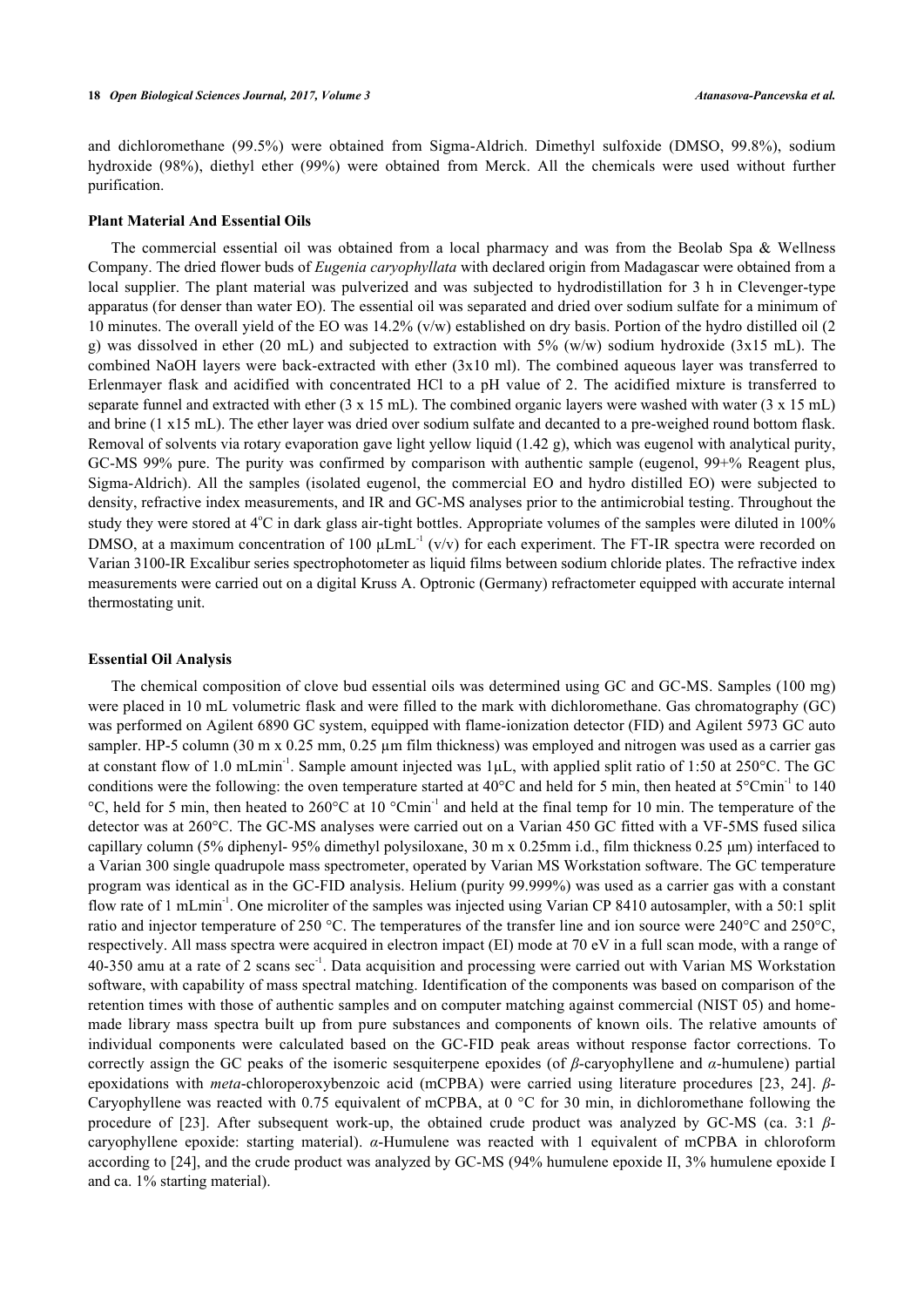and dichloromethane (99.5%) were obtained from Sigma-Aldrich. Dimethyl sulfoxide (DMSO, 99.8%), sodium hydroxide (98%), diethyl ether (99%) were obtained from Merck. All the chemicals were used without further purification.

### Plant Material And Essential Oils

The commercial essential oil was obtained from a local pharmacy and was from the Beolab Spa & Wellness Company. The dried flower buds of *Eugenia caryophyllata* with declared origin from Madagascar were obtained from a local supplier. The plant material was pulverized and was subjected to hydrodistillation for 3 h in Clevenger-type apparatus (for denser than water EO). The essential oil was separated and dried over sodium sulfate for a minimum of 10 minutes. The overall yield of the EO was 14.2% (v/w) established on dry basis. Portion of the hydro distilled oil (2 g) was dissolved in ether (20 mL) and subjected to extraction with 5% (w/w) sodium hydroxide (3x15 mL). The combined NaOH layers were back-extracted with ether (3x10 ml). The combined aqueous layer was transferred to Erlenmayer flask and acidified with concentrated HCl to a pH value of 2. The acidified mixture is transferred to separate funnel and extracted with ether (3 x 15 mL). The combined organic layers were washed with water (3 x 15 mL) and brine (1 x15 mL). The ether layer was dried over sodium sulfate and decanted to a pre-weighed round bottom flask. Removal of solvents via rotary evaporation gave light yellow liquid (1.42 g), which was eugenol with analytical purity, GC-MS 99% pure. The purity was confirmed by comparison with authentic sample (eugenol, 99+% Reagent plus, Sigma-Aldrich). All the samples (isolated eugenol, the commercial EO and hydro distilled EO) were subjected to density, refractive index measurements, and IR and GC-MS analyses prior to the antimicrobial testing. Throughout the study they were stored at 4°C in dark glass air-tight bottles. Appropriate volumes of the samples were diluted in 100% DMSO, at a maximum concentration of 100 µLmL$^{-1}$ (v/v) for each experiment. The FT-IR spectra were recorded on Varian 3100-IR Excalibur series spectrophotometer as liquid films between sodium chloride plates. The refractive index measurements were carried out on a digital Kruss A. Optronic (Germany) refractometer equipped with accurate internal thermostating unit.

### Essential Oil Analysis

The chemical composition of clove bud essential oils was determined using GC and GC-MS. Samples (100 mg) were placed in 10 mL volumetric flask and were filled to the mark with dichloromethane. Gas chromatography (GC) was performed on Agilent 6890 GC system, equipped with flame-ionization detector (FID) and Agilent 5973 GC auto sampler. HP-5 column (30 m x 0.25 mm, 0.25 µm film thickness) was employed and nitrogen was used as a carrier gas at constant flow of 1.0 mLmin$^{-1}$. Sample amount injected was 1µL, with applied split ratio of 1:50 at 250°C. The GC conditions were the following: the oven temperature started at 40°C and held for 5 min, then heated at 5°Cmin$^{-1}$ to 140 °C, held for 5 min, then heated to 260°C at 10 °Cmin$^{-1}$ and held at the final temp for 10 min. The temperature of the detector was at 260°C. The GC-MS analyses were carried out on a Varian 450 GC fitted with a VF-5MS fused silica capillary column (5% diphenyl- 95% dimethyl polysiloxane, 30 m x 0.25mm i.d., film thickness 0.25 µm) interfaced to a Varian 300 single quadrupole mass spectrometer, operated by Varian MS Workstation software. The GC temperature program was identical as in the GC-FID analysis. Helium (purity 99.999%) was used as a carrier gas with a constant flow rate of 1 mLmin$^{-1}$. One microliter of the samples was injected using Varian CP 8410 autosampler, with a 50:1 split ratio and injector temperature of 250 °C. The temperatures of the transfer line and ion source were 240°C and 250°C, respectively. All mass spectra were acquired in electron impact (EI) mode at 70 eV in a full scan mode, with a range of 40-350 amu at a rate of 2 scans sec$^{-1}$. Data acquisition and processing were carried out with Varian MS Workstation software, with capability of mass spectral matching. Identification of the components was based on comparison of the retention times with those of authentic samples and on computer matching against commercial (NIST 05) and home-made library mass spectra built up from pure substances and components of known oils. The relative amounts of individual components were calculated based on the GC-FID peak areas without response factor corrections. To correctly assign the GC peaks of the isomeric sesquiterpene epoxides (of *β*-caryophyllene and *α*-humulene) partial epoxidations with *meta*-chloroperoxybenzoic acid (mCPBA) were carried using literature procedures [23, 24]. *β*-Caryophyllene was reacted with 0.75 equivalent of mCPBA, at 0 °C for 30 min, in dichloromethane following the procedure of [23]. After subsequent work-up, the obtained crude product was analyzed by GC-MS (ca. 3:1 *β*-caryophyllene epoxide: starting material). *α*-Humulene was reacted with 1 equivalent of mCPBA in chloroform according to [24], and the crude product was analyzed by GC-MS (94% humulene epoxide II, 3% humulene epoxide I and ca. 1% starting material).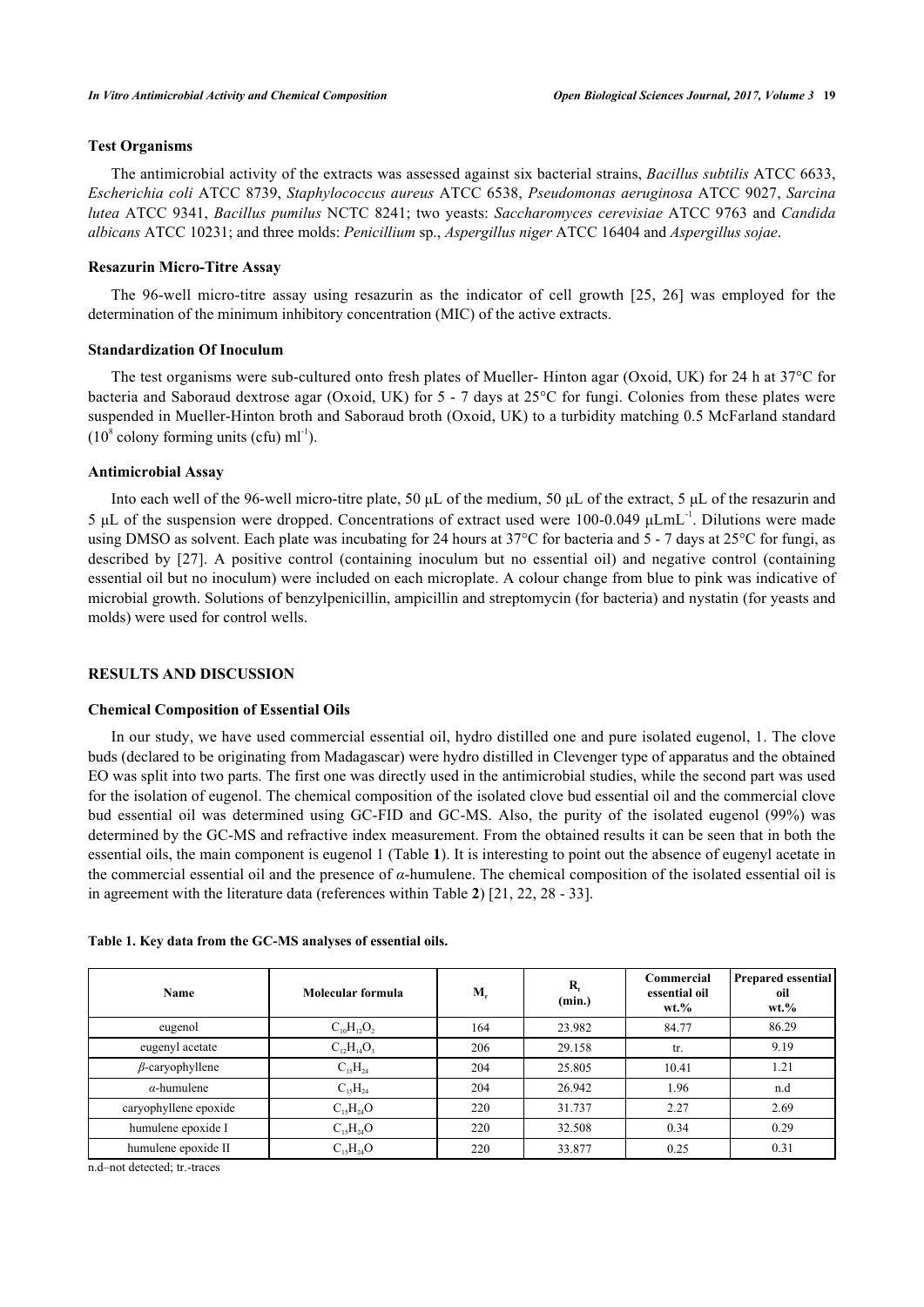### Test Organisms

The antimicrobial activity of the extracts was assessed against six bacterial strains, *Bacillus subtilis* ATCC 6633, *Escherichia coli* ATCC 8739, *Staphylococcus aureus* ATCC 6538, *Pseudomonas aeruginosa* ATCC 9027, *Sarcina lutea* ATCC 9341, *Bacillus pumilus* NCTC 8241; two yeasts: *Saccharomyces cerevisiae* ATCC 9763 and *Candida albicans* ATCC 10231; and three molds: *Penicillium* sp., *Aspergillus niger* ATCC 16404 and *Aspergillus sojae*.

### Resazurin Micro-Titre Assay

The 96-well micro-titre assay using resazurin as the indicator of cell growth [25, 26] was employed for the determination of the minimum inhibitory concentration (MIC) of the active extracts.

### Standardization Of Inoculum

The test organisms were sub-cultured onto fresh plates of Mueller- Hinton agar (Oxoid, UK) for 24 h at 37°C for bacteria and Saboraud dextrose agar (Oxoid, UK) for 5 - 7 days at 25°C for fungi. Colonies from these plates were suspended in Mueller-Hinton broth and Saboraud broth (Oxoid, UK) to a turbidity matching 0.5 McFarland standard ($10^8$ colony forming units (cfu) $ml^{-1}$).

### Antimicrobial Assay

Into each well of the 96-well micro-titre plate, 50 μL of the medium, 50 μL of the extract, 5 μL of the resazurin and 5 μL of the suspension were dropped. Concentrations of extract used were 100-0.049 $\mu L mL^{-1}$. Dilutions were made using DMSO as solvent. Each plate was incubating for 24 hours at 37°C for bacteria and 5 - 7 days at 25°C for fungi, as described by [27]. A positive control (containing inoculum but no essential oil) and negative control (containing essential oil but no inoculum) were included on each microplate. A colour change from blue to pink was indicative of microbial growth. Solutions of benzylpenicillin, ampicillin and streptomycin (for bacteria) and nystatin (for yeasts and molds) were used for control wells.

## RESULTS AND DISCUSSION

### Chemical Composition of Essential Oils

In our study, we have used commercial essential oil, hydro distilled one and pure isolated eugenol, 1. The clove buds (declared to be originating from Madagascar) were hydro distilled in Clevenger type of apparatus and the obtained EO was split into two parts. The first one was directly used in the antimicrobial studies, while the second part was used for the isolation of eugenol. The chemical composition of the isolated clove bud essential oil and the commercial clove bud essential oil was determined using GC-FID and GC-MS. Also, the purity of the isolated eugenol (99%) was determined by the GC-MS and refractive index measurement. From the obtained results it can be seen that in both the essential oils, the main component is eugenol 1 (Table **1**). It is interesting to point out the absence of eugenyl acetate in the commercial essential oil and the presence of *α*-humulene. The chemical composition of the isolated essential oil is in agreement with the literature data (references within Table **2**) [21, 22, 28 - 33].

**Table 1. Key data from the GC-MS analyses of essential oils.**

| Name | Molecular formula | $M_r$ | $R_t$ (min.) | Commercial essential oil wt.% | Prepared essential oil wt.% |
|---|---|---|---|---|---|
| eugenol | $C_{10}H_{12}O_2$ | 164 | 23.982 | 84.77 | 86.29 |
| eugenyl acetate | $C_{12}H_{14}O_3$ | 206 | 29.158 | tr. | 9.19 |
| *β*-caryophyllene | $C_{15}H_{24}$ | 204 | 25.805 | 10.41 | 1.21 |
| *α*-humulene | $C_{15}H_{24}$ | 204 | 26.942 | 1.96 | n.d |
| caryophyllene epoxide | $C_{15}H_{24}O$ | 220 | 31.737 | 2.27 | 2.69 |
| humulene epoxide I | $C_{15}H_{24}O$ | 220 | 32.508 | 0.34 | 0.29 |
| humulene epoxide II | $C_{15}H_{24}O$ | 220 | 33.877 | 0.25 | 0.31 |

n.d–not detected; tr.-traces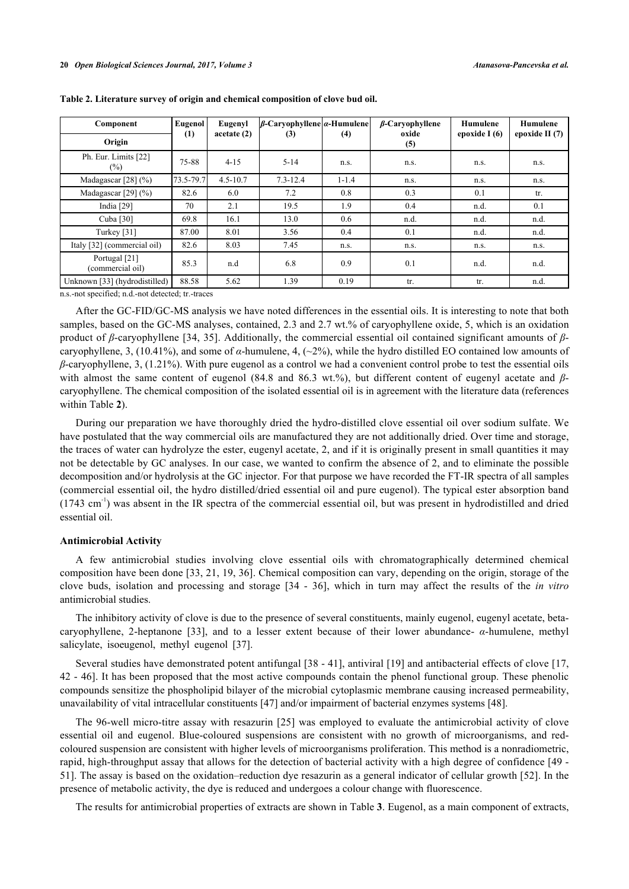**Table 2. Literature survey of origin and chemical composition of clove bud oil.**

| Component | Eugenol (1) | Eugenyl acetate (2) | *β*-Caryophyllene (3) | *α*-Humulene (4) | *β*-Caryophyllene oxide (5) | Humulene epoxide I (6) | Humulene epoxide II (7) |
|---|---|---|---|---|---|---|---|
| **Origin** | | | | | | | |
| Ph. Eur. Limits [22] (%) | 75-88 | 4-15 | 5-14 | n.s. | n.s. | n.s. | n.s. |
| Madagascar [28] (%) | 73.5-79.7 | 4.5-10.7 | 7.3-12.4 | 1-1.4 | n.s. | n.s. | n.s. |
| Madagascar [29] (%) | 82.6 | 6.0 | 7.2 | 0.8 | 0.3 | 0.1 | tr. |
| India [29] | 70 | 2.1 | 19.5 | 1.9 | 0.4 | n.d. | 0.1 |
| Cuba [30] | 69.8 | 16.1 | 13.0 | 0.6 | n.d. | n.d. | n.d. |
| Turkey [31] | 87.00 | 8.01 | 3.56 | 0.4 | 0.1 | n.d. | n.d. |
| Italy [32] (commercial oil) | 82.6 | 8.03 | 7.45 | n.s. | n.s. | n.s. | n.s. |
| Portugal [21] (commercial oil) | 85.3 | n.d | 6.8 | 0.9 | 0.1 | n.d. | n.d. |
| Unknown [33] (hydrodistilled) | 88.58 | 5.62 | 1.39 | 0.19 | tr. | tr. | n.d. |

n.s.-not specified; n.d.-not detected; tr.-traces

After the GC-FID/GC-MS analysis we have noted differences in the essential oils. It is interesting to note that both samples, based on the GC-MS analyses, contained, 2.3 and 2.7 wt.% of caryophyllene oxide, 5, which is an oxidation product of *β*-caryophyllene [34, 35]. Additionally, the commercial essential oil contained significant amounts of *β*-caryophyllene, 3, (10.41%), and some of *α*-humulene, 4, (~2%), while the hydro distilled EO contained low amounts of *β*-caryophyllene, 3, (1.21%). With pure eugenol as a control we had a convenient control probe to test the essential oils with almost the same content of eugenol (84.8 and 86.3 wt.%), but different content of eugenyl acetate and *β*-caryophyllene. The chemical composition of the isolated essential oil is in agreement with the literature data (references within Table **2**).

During our preparation we have thoroughly dried the hydro-distilled clove essential oil over sodium sulfate. We have postulated that the way commercial oils are manufactured they are not additionally dried. Over time and storage, the traces of water can hydrolyze the ester, eugenyl acetate, 2, and if it is originally present in small quantities it may not be detectable by GC analyses. In our case, we wanted to confirm the absence of 2, and to eliminate the possible decomposition and/or hydrolysis at the GC injector. For that purpose we have recorded the FT-IR spectra of all samples (commercial essential oil, the hydro distilled/dried essential oil and pure eugenol). The typical ester absorption band (1743 $cm^{-1}$) was absent in the IR spectra of the commercial essential oil, but was present in hydrodistilled and dried essential oil.

### Antimicrobial Activity

A few antimicrobial studies involving clove essential oils with chromatographically determined chemical composition have been done [33, 21, 19, 36]. Chemical composition can vary, depending on the origin, storage of the clove buds, isolation and processing and storage [34 - 36], which in turn may affect the results of the *in vitro* antimicrobial studies.

The inhibitory activity of clove is due to the presence of several constituents, mainly eugenol, eugenyl acetate, beta-caryophyllene, 2-heptanone [33], and to a lesser extent because of their lower abundance- *α*-humulene, methyl salicylate, isoeugenol, methyl eugenol [37].

Several studies have demonstrated potent antifungal [38 - 41], antiviral [19] and antibacterial effects of clove [17, 42 - 46]. It has been proposed that the most active compounds contain the phenol functional group. These phenolic compounds sensitize the phospholipid bilayer of the microbial cytoplasmic membrane causing increased permeability, unavailability of vital intracellular constituents [47] and/or impairment of bacterial enzymes systems [48].

The 96-well micro-titre assay with resazurin [25] was employed to evaluate the antimicrobial activity of clove essential oil and eugenol. Blue-coloured suspensions are consistent with no growth of microorganisms, and red-coloured suspension are consistent with higher levels of microorganisms proliferation. This method is a nonradiometric, rapid, high-throughput assay that allows for the detection of bacterial activity with a high degree of confidence [49 - 51]. The assay is based on the oxidation–reduction dye resazurin as a general indicator of cellular growth [52]. In the presence of metabolic activity, the dye is reduced and undergoes a colour change with fluorescence.

The results for antimicrobial properties of extracts are shown in Table **3**. Eugenol, as a main component of extracts,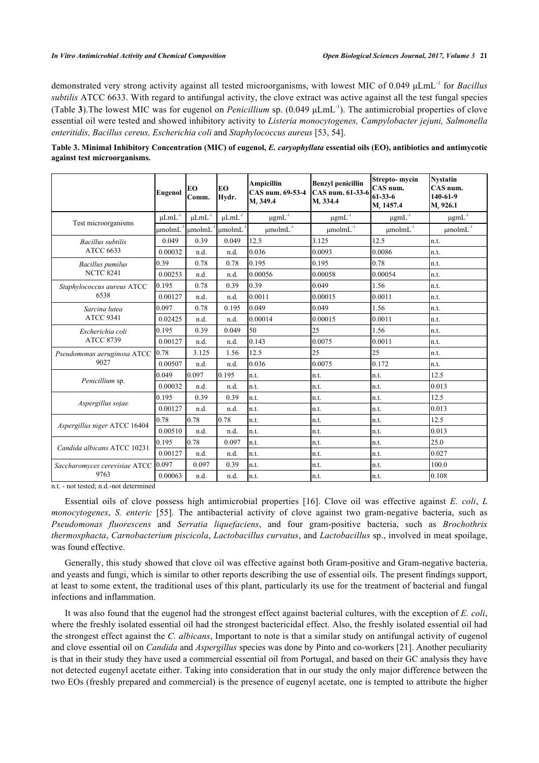demonstrated very strong activity against all tested microorganisms, with lowest MIC of 0.049 µLmL$^{-1}$ for *Bacillus subtilis* ATCC 6633. With regard to antifungal activity, the clove extract was active against all the test fungal species (Table **3**).The lowest MIC was for eugenol on *Penicillium* sp. (0.049 µLmL$^{-1}$). The antimicrobial properties of clove essential oil were tested and showed inhibitory activity to *Listeria monocytogenes, Campylobacter jejuni, Salmonella enteritidis, Bacillus cereus, Escherichia coli* and *Staphylococcus aureus* [53, 54].

**Table 3. Minimal Inhibitory Concentration (MIC) of eugenol, *E. caryophyllata* essential oils (EO), antibiotics and antimycotic against test microorganisms.**

| | Eugenol | EO Comm. | EO Hydr. | Ampicillin CAS num. 69-53-4 $M_r$ 349.4 | Benzyl penicillin CAS num. 61-33-6 $M_r$ 334.4 | Strepto- mycin CAS num. 61-33-6 $M_r$ 1457.4 | Nystatin CAS num. 140-61-9 $M_r$ 926.1 |
|---|---|---|---|---|---|---|---|
| Test microorganisms | µLmL$^{-1}$ | µLmL$^{-1}$ | µLmL$^{-1}$ | µgmL$^{-1}$ | µgmL$^{-1}$ | µgmL$^{-1}$ | µgmL$^{-1}$ |
| | µmolmL$^{-1}$ | µmolmL$^{-1}$ | µmolmL$^{-1}$ | µmolmL$^{-1}$ | µmolmL$^{-1}$ | µmolmL$^{-1}$ | µmolmL$^{-1}$ |
| *Bacillus subtilis* ATCC 6633 | 0.049 | 0.39 | 0.049 | 12.5 | 3.125 | 12.5 | n.t. |
| | 0.00032 | n.d. | n.d. | 0.036 | 0.0093 | 0.0086 | n.t. |
| *Bacillus pumilus* NCTC 8241 | 0.39 | 0.78 | 0.78 | 0.195 | 0.195 | 0.78 | n.t. |
| | 0.00253 | n.d. | n.d. | 0.00056 | 0.00058 | 0.00054 | n.t. |
| *Staphylococcus aureus* ATCC 6538 | 0.195 | 0.78 | 0.39 | 0.39 | 0.049 | 1.56 | n.t. |
| | 0.00127 | n.d. | n.d. | 0.0011 | 0.00015 | 0.0011 | n.t. |
| *Sarcina lutea* ATCC 9341 | 0.097 | 0.78 | 0.195 | 0.049 | 0.049 | 1.56 | n.t. |
| | 0.02425 | n.d. | n.d. | 0.00014 | 0.00015 | 0.0011 | n.t. |
| *Escherichia coli* ATCC 8739 | 0.195 | 0.39 | 0.049 | 50 | 25 | 1.56 | n.t. |
| | 0.00127 | n.d. | n.d. | 0.143 | 0.0075 | 0.0011 | n.t. |
| *Pseudomonas aeruginosa* ATCC 9027 | 0.78 | 3.125 | 1.56 | 12.5 | 25 | 25 | n.t. |
| | 0.00507 | n.d. | n.d. | 0.036 | 0.0075 | 0.172 | n.t. |
| *Penicillium* sp. | 0.049 | 0.097 | 0.195 | n.t. | n.t. | n.t. | 12.5 |
| | 0.00032 | n.d. | n.d. | n.t. | n.t. | n.t. | 0.013 |
| *Aspergillus sojae* | 0.195 | 0.39 | 0.39 | n.t. | n.t. | n.t. | 12.5 |
| | 0.00127 | n.d. | n.d. | n.t. | n.t. | n.t. | 0.013 |
| *Aspergillus niger* ATCC 16404 | 0.78 | 0.78 | 0.78 | n.t. | n.t. | n.t. | 12.5 |
| | 0.00510 | n.d. | n.d. | n.t. | n.t. | n.t. | 0.013 |
| *Candida albicans* ATCC 10231 | 0.195 | 0.78 | 0.097 | n.t. | n.t. | n.t. | 25.0 |
| | 0.00127 | n.d. | n.d. | n.t. | n.t. | n.t. | 0.027 |
| *Saccharomyces cerevisiae* ATCC 9763 | 0.097 | 0.097 | 0.39 | n.t. | n.t. | n.t. | 100.0 |
| | 0.00063 | n.d. | n.d. | n.t. | n.t. | n.t. | 0.108 |

n.t. - not tested; n.d.-not determined

Essential oils of clove possess high antimicrobial properties [16]. Clove oil was effective against *E. coli*, *L monocytogenes*, *S. enteric* [55]. The antibacterial activity of clove against two gram-negative bacteria, such as *Pseudomonas fluorescens* and *Serratia liquefaciens*, and four gram-positive bacteria, such as *Brochothrix thermosphacta*, *Carnobacterium piscicola*, *Lactobacillus curvatus*, and *Lactobacillus* sp., involved in meat spoilage, was found effective.

Generally, this study showed that clove oil was effective against both Gram-positive and Gram-negative bacteria, and yeasts and fungi, which is similar to other reports describing the use of essential oils. The present findings support, at least to some extent, the traditional uses of this plant, particularly its use for the treatment of bacterial and fungal infections and inflammation.

It was also found that the eugenol had the strongest effect against bacterial cultures, with the exception of *E. coli*, where the freshly isolated essential oil had the strongest bactericidal effect. Also, the freshly isolated essential oil had the strongest effect against the *C. albicans*, Important to note is that a similar study on antifungal activity of eugenol and clove essential oil on *Candida* and *Aspergillus* species was done by Pinto and co-workers [21]. Another peculiarity is that in their study they have used a commercial essential oil from Portugal, and based on their GC analysis they have not detected eugenyl acetate either. Taking into consideration that in our study the only major difference between the two EOs (freshly prepared and commercial) is the presence of eugenyl acetate, one is tempted to attribute the higher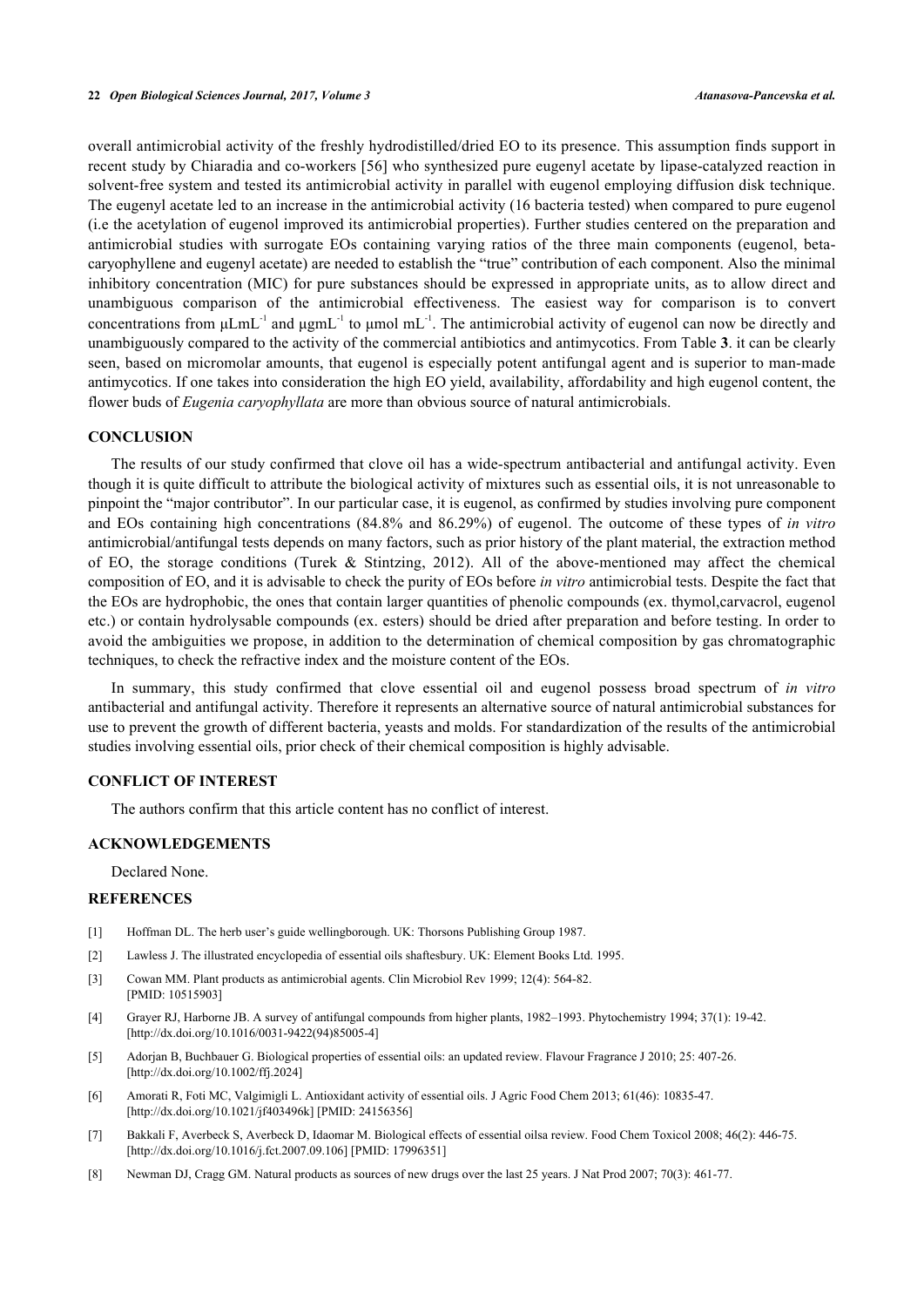overall antimicrobial activity of the freshly hydrodistilled/dried EO to its presence. This assumption finds support in recent study by Chiaradia and co-workers [56] who synthesized pure eugenyl acetate by lipase-catalyzed reaction in solvent-free system and tested its antimicrobial activity in parallel with eugenol employing diffusion disk technique. The eugenyl acetate led to an increase in the antimicrobial activity (16 bacteria tested) when compared to pure eugenol (i.e the acetylation of eugenol improved its antimicrobial properties). Further studies centered on the preparation and antimicrobial studies with surrogate EOs containing varying ratios of the three main components (eugenol, beta-caryophyllene and eugenyl acetate) are needed to establish the "true" contribution of each component. Also the minimal inhibitory concentration (MIC) for pure substances should be expressed in appropriate units, as to allow direct and unambiguous comparison of the antimicrobial effectiveness. The easiest way for comparison is to convert concentrations from $\mu L mL^{-1}$ and $\mu g mL^{-1}$ to $\mu mol\ mL^{-1}$. The antimicrobial activity of eugenol can now be directly and unambiguously compared to the activity of the commercial antibiotics and antimycotics. From Table **3**. it can be clearly seen, based on micromolar amounts, that eugenol is especially potent antifungal agent and is superior to man-made antimycotics. If one takes into consideration the high EO yield, availability, affordability and high eugenol content, the flower buds of *Eugenia caryophyllata* are more than obvious source of natural antimicrobials.

## CONCLUSION

The results of our study confirmed that clove oil has a wide-spectrum antibacterial and antifungal activity. Even though it is quite difficult to attribute the biological activity of mixtures such as essential oils, it is not unreasonable to pinpoint the "major contributor". In our particular case, it is eugenol, as confirmed by studies involving pure component and EOs containing high concentrations (84.8% and 86.29%) of eugenol. The outcome of these types of *in vitro* antimicrobial/antifungal tests depends on many factors, such as prior history of the plant material, the extraction method of EO, the storage conditions (Turek & Stintzing, 2012). All of the above-mentioned may affect the chemical composition of EO, and it is advisable to check the purity of EOs before *in vitro* antimicrobial tests. Despite the fact that the EOs are hydrophobic, the ones that contain larger quantities of phenolic compounds (ex. thymol,carvacrol, eugenol etc.) or contain hydrolysable compounds (ex. esters) should be dried after preparation and before testing. In order to avoid the ambiguities we propose, in addition to the determination of chemical composition by gas chromatographic techniques, to check the refractive index and the moisture content of the EOs.

In summary, this study confirmed that clove essential oil and eugenol possess broad spectrum of *in vitro* antibacterial and antifungal activity. Therefore it represents an alternative source of natural antimicrobial substances for use to prevent the growth of different bacteria, yeasts and molds. For standardization of the results of the antimicrobial studies involving essential oils, prior check of their chemical composition is highly advisable.

## CONFLICT OF INTEREST

The authors confirm that this article content has no conflict of interest.

## ACKNOWLEDGEMENTS

Declared None.

## REFERENCES

[1] Hoffman DL. The herb user's guide wellingborough. UK: Thorsons Publishing Group 1987.

[2] Lawless J. The illustrated encyclopedia of essential oils shaftesbury. UK: Element Books Ltd. 1995.

[3] Cowan MM. Plant products as antimicrobial agents. Clin Microbiol Rev 1999; 12(4): 564-82. [PMID: 10515903]

[4] Grayer RJ, Harborne JB. A survey of antifungal compounds from higher plants, 1982–1993. Phytochemistry 1994; 37(1): 19-42. [http://dx.doi.org/10.1016/0031-9422(94)85005-4]

[5] Adorjan B, Buchbauer G. Biological properties of essential oils: an updated review. Flavour Fragrance J 2010; 25: 407-26. [http://dx.doi.org/10.1002/ffj.2024]

[6] Amorati R, Foti MC, Valgimigli L. Antioxidant activity of essential oils. J Agric Food Chem 2013; 61(46): 10835-47. [http://dx.doi.org/10.1021/jf403496k] [PMID: 24156356]

[7] Bakkali F, Averbeck S, Averbeck D, Idaomar M. Biological effects of essential oilsa review. Food Chem Toxicol 2008; 46(2): 446-75. [http://dx.doi.org/10.1016/j.fct.2007.09.106] [PMID: 17996351]

[8] Newman DJ, Cragg GM. Natural products as sources of new drugs over the last 25 years. J Nat Prod 2007; 70(3): 461-77.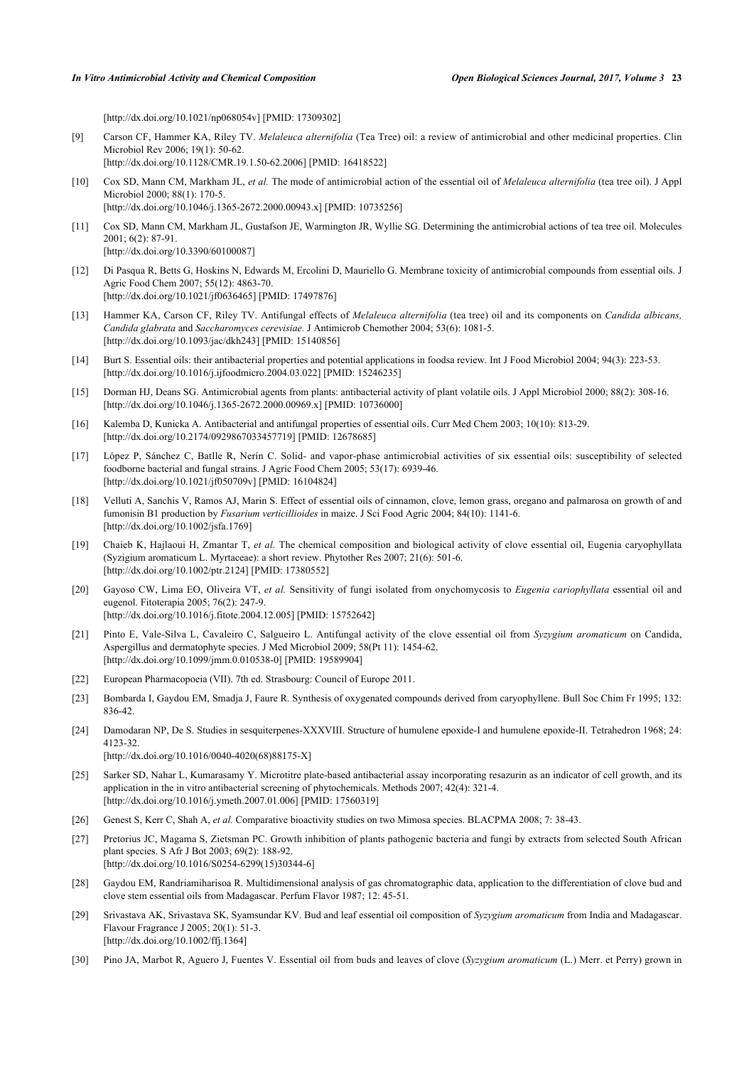[http://dx.doi.org/10.1021/np068054v] [PMID: 17309302]

[9] Carson CF, Hammer KA, Riley TV. *Melaleuca alternifolia* (Tea Tree) oil: a review of antimicrobial and other medicinal properties. Clin Microbiol Rev 2006; 19(1): 50-62.
[http://dx.doi.org/10.1128/CMR.19.1.50-62.2006] [PMID: 16418522]

[10] Cox SD, Mann CM, Markham JL, *et al.* The mode of antimicrobial action of the essential oil of *Melaleuca alternifolia* (tea tree oil). J Appl Microbiol 2000; 88(1): 170-5.
[http://dx.doi.org/10.1046/j.1365-2672.2000.00943.x] [PMID: 10735256]

[11] Cox SD, Mann CM, Markham JL, Gustafson JE, Warmington JR, Wyllie SG. Determining the antimicrobial actions of tea tree oil. Molecules 2001; 6(2): 87-91.
[http://dx.doi.org/10.3390/60100087]

[12] Di Pasqua R, Betts G, Hoskins N, Edwards M, Ercolini D, Mauriello G. Membrane toxicity of antimicrobial compounds from essential oils. J Agric Food Chem 2007; 55(12): 4863-70.
[http://dx.doi.org/10.1021/jf0636465] [PMID: 17497876]

[13] Hammer KA, Carson CF, Riley TV. Antifungal effects of *Melaleuca alternifolia* (tea tree) oil and its components on *Candida albicans, Candida glabrata* and *Saccharomyces cerevisiae.* J Antimicrob Chemother 2004; 53(6): 1081-5.
[http://dx.doi.org/10.1093/jac/dkh243] [PMID: 15140856]

[14] Burt S. Essential oils: their antibacterial properties and potential applications in foodsa review. Int J Food Microbiol 2004; 94(3): 223-53.
[http://dx.doi.org/10.1016/j.ijfoodmicro.2004.03.022] [PMID: 15246235]

[15] Dorman HJ, Deans SG. Antimicrobial agents from plants: antibacterial activity of plant volatile oils. J Appl Microbiol 2000; 88(2): 308-16.
[http://dx.doi.org/10.1046/j.1365-2672.2000.00969.x] [PMID: 10736000]

[16] Kalemba D, Kunicka A. Antibacterial and antifungal properties of essential oils. Curr Med Chem 2003; 10(10): 813-29.
[http://dx.doi.org/10.2174/0929867033457719] [PMID: 12678685]

[17] López P, Sánchez C, Batlle R, Nerín C. Solid- and vapor-phase antimicrobial activities of six essential oils: susceptibility of selected foodborne bacterial and fungal strains. J Agric Food Chem 2005; 53(17): 6939-46.
[http://dx.doi.org/10.1021/jf050709v] [PMID: 16104824]

[18] Velluti A, Sanchis V, Ramos AJ, Marin S. Effect of essential oils of cinnamon, clove, lemon grass, oregano and palmarosa on growth of and fumonisin B1 production by *Fusarium verticillioides* in maize. J Sci Food Agric 2004; 84(10): 1141-6.
[http://dx.doi.org/10.1002/jsfa.1769]

[19] Chaieb K, Hajlaoui H, Zmantar T, *et al.* The chemical composition and biological activity of clove essential oil, Eugenia caryophyllata (Syzigium aromaticum L. Myrtaceae): a short review. Phytother Res 2007; 21(6): 501-6.
[http://dx.doi.org/10.1002/ptr.2124] [PMID: 17380552]

[20] Gayoso CW, Lima EO, Oliveira VT, *et al.* Sensitivity of fungi isolated from onychomycosis to *Eugenia cariophyllata* essential oil and eugenol. Fitoterapia 2005; 76(2): 247-9.
[http://dx.doi.org/10.1016/j.fitote.2004.12.005] [PMID: 15752642]

[21] Pinto E, Vale-Silva L, Cavaleiro C, Salgueiro L. Antifungal activity of the clove essential oil from *Syzygium aromaticum* on Candida, Aspergillus and dermatophyte species. J Med Microbiol 2009; 58(Pt 11): 1454-62.
[http://dx.doi.org/10.1099/jmm.0.010538-0] [PMID: 19589904]

[22] European Pharmacopoeia (VII). 7th ed. Strasbourg: Council of Europe 2011.

[23] Bombarda I, Gaydou EM, Smadja J, Faure R. Synthesis of oxygenated compounds derived from caryophyllene. Bull Soc Chim Fr 1995; 132: 836-42.

[24] Damodaran NP, De S. Studies in sesquiterpenes-XXXVIII. Structure of humulene epoxide-I and humulene epoxide-II. Tetrahedron 1968; 24: 4123-32.
[http://dx.doi.org/10.1016/0040-4020(68)88175-X]

[25] Sarker SD, Nahar L, Kumarasamy Y. Microtitre plate-based antibacterial assay incorporating resazurin as an indicator of cell growth, and its application in the in vitro antibacterial screening of phytochemicals. Methods 2007; 42(4): 321-4.
[http://dx.doi.org/10.1016/j.ymeth.2007.01.006] [PMID: 17560319]

[26] Genest S, Kerr C, Shah A, *et al.* Comparative bioactivity studies on two Mimosa species. BLACPMA 2008; 7: 38-43.

[27] Pretorius JC, Magama S, Zietsman PC. Growth inhibition of plants pathogenic bacteria and fungi by extracts from selected South African plant species. S Afr J Bot 2003; 69(2): 188-92.
[http://dx.doi.org/10.1016/S0254-6299(15)30344-6]

[28] Gaydou EM, Randriamiharisoa R. Multidimensional analysis of gas chromatographic data, application to the differentiation of clove bud and clove stem essential oils from Madagascar. Perfum Flavor 1987; 12: 45-51.

[29] Srivastava AK, Srivastava SK, Syamsundar KV. Bud and leaf essential oil composition of *Syzygium aromaticum* from India and Madagascar. Flavour Fragrance J 2005; 20(1): 51-3.
[http://dx.doi.org/10.1002/ffj.1364]

[30] Pino JA, Marbot R, Aguero J, Fuentes V. Essential oil from buds and leaves of clove (*Syzygium aromaticum* (L.) Merr. et Perry) grown in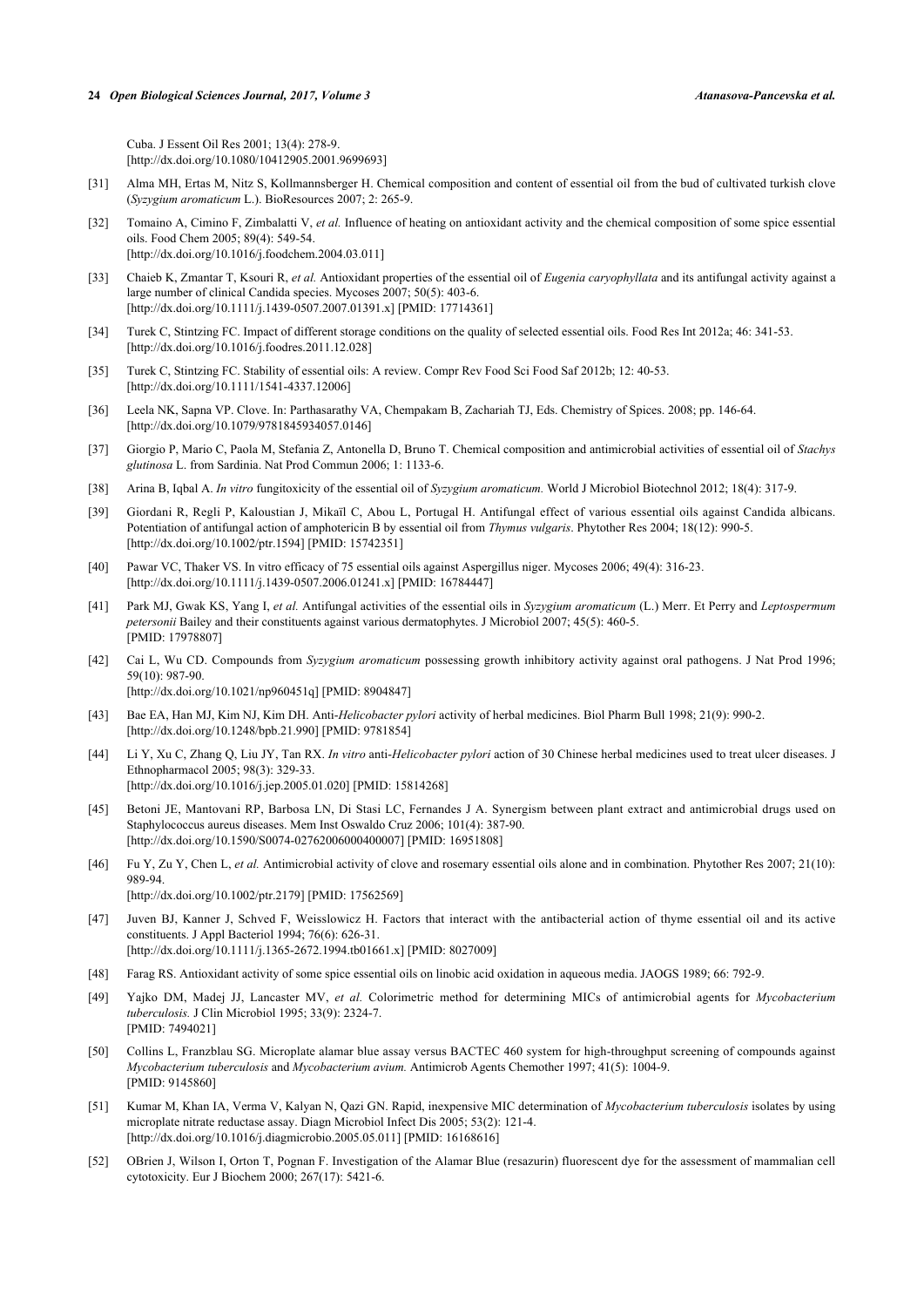Cuba. J Essent Oil Res 2001; 13(4): 278-9.
[http://dx.doi.org/10.1080/10412905.2001.9699693]

[31] Alma MH, Ertas M, Nitz S, Kollmannsberger H. Chemical composition and content of essential oil from the bud of cultivated turkish clove (*Syzygium aromaticum* L.). BioResources 2007; 2: 265-9.

[32] Tomaino A, Cimino F, Zimbalatti V, *et al.* Influence of heating on antioxidant activity and the chemical composition of some spice essential oils. Food Chem 2005; 89(4): 549-54.
[http://dx.doi.org/10.1016/j.foodchem.2004.03.011]

[33] Chaieb K, Zmantar T, Ksouri R, *et al.* Antioxidant properties of the essential oil of *Eugenia caryophyllata* and its antifungal activity against a large number of clinical Candida species. Mycoses 2007; 50(5): 403-6.
[http://dx.doi.org/10.1111/j.1439-0507.2007.01391.x] [PMID: 17714361]

[34] Turek C, Stintzing FC. Impact of different storage conditions on the quality of selected essential oils. Food Res Int 2012a; 46: 341-53.
[http://dx.doi.org/10.1016/j.foodres.2011.12.028]

[35] Turek C, Stintzing FC. Stability of essential oils: A review. Compr Rev Food Sci Food Saf 2012b; 12: 40-53.
[http://dx.doi.org/10.1111/1541-4337.12006]

[36] Leela NK, Sapna VP. Clove. In: Parthasarathy VA, Chempakam B, Zachariah TJ, Eds. Chemistry of Spices. 2008; pp. 146-64.
[http://dx.doi.org/10.1079/9781845934057.0146]

[37] Giorgio P, Mario C, Paola M, Stefania Z, Antonella D, Bruno T. Chemical composition and antimicrobial activities of essential oil of *Stachys glutinosa* L. from Sardinia. Nat Prod Commun 2006; 1: 1133-6.

[38] Arina B, Iqbal A. *In vitro* fungitoxicity of the essential oil of *Syzygium aromaticum.* World J Microbiol Biotechnol 2012; 18(4): 317-9.

[39] Giordani R, Regli P, Kaloustian J, Mikaïl C, Abou L, Portugal H. Antifungal effect of various essential oils against Candida albicans. Potentiation of antifungal action of amphotericin B by essential oil from *Thymus vulgaris*. Phytother Res 2004; 18(12): 990-5.
[http://dx.doi.org/10.1002/ptr.1594] [PMID: 15742351]

[40] Pawar VC, Thaker VS. In vitro efficacy of 75 essential oils against Aspergillus niger. Mycoses 2006; 49(4): 316-23.
[http://dx.doi.org/10.1111/j.1439-0507.2006.01241.x] [PMID: 16784447]

[41] Park MJ, Gwak KS, Yang I, *et al.* Antifungal activities of the essential oils in *Syzygium aromaticum* (L.) Merr. Et Perry and *Leptospermum petersonii* Bailey and their constituents against various dermatophytes. J Microbiol 2007; 45(5): 460-5.
[PMID: 17978807]

[42] Cai L, Wu CD. Compounds from *Syzygium aromaticum* possessing growth inhibitory activity against oral pathogens. J Nat Prod 1996; 59(10): 987-90.
[http://dx.doi.org/10.1021/np960451q] [PMID: 8904847]

[43] Bae EA, Han MJ, Kim NJ, Kim DH. Anti-*Helicobacter pylori* activity of herbal medicines. Biol Pharm Bull 1998; 21(9): 990-2.
[http://dx.doi.org/10.1248/bpb.21.990] [PMID: 9781854]

[44] Li Y, Xu C, Zhang Q, Liu JY, Tan RX. *In vitro* anti-*Helicobacter pylori* action of 30 Chinese herbal medicines used to treat ulcer diseases. J Ethnopharmacol 2005; 98(3): 329-33.
[http://dx.doi.org/10.1016/j.jep.2005.01.020] [PMID: 15814268]

[45] Betoni JE, Mantovani RP, Barbosa LN, Di Stasi LC, Fernandes J A. Synergism between plant extract and antimicrobial drugs used on Staphylococcus aureus diseases. Mem Inst Oswaldo Cruz 2006; 101(4): 387-90.
[http://dx.doi.org/10.1590/S0074-02762006000400007] [PMID: 16951808]

[46] Fu Y, Zu Y, Chen L, *et al.* Antimicrobial activity of clove and rosemary essential oils alone and in combination. Phytother Res 2007; 21(10): 989-94.
[http://dx.doi.org/10.1002/ptr.2179] [PMID: 17562569]

[47] Juven BJ, Kanner J, Schved F, Weisslowicz H. Factors that interact with the antibacterial action of thyme essential oil and its active constituents. J Appl Bacteriol 1994; 76(6): 626-31.
[http://dx.doi.org/10.1111/j.1365-2672.1994.tb01661.x] [PMID: 8027009]

[48] Farag RS. Antioxidant activity of some spice essential oils on linobic acid oxidation in aqueous media. JAOGS 1989; 66: 792-9.

[49] Yajko DM, Madej JJ, Lancaster MV, *et al.* Colorimetric method for determining MICs of antimicrobial agents for *Mycobacterium tuberculosis.* J Clin Microbiol 1995; 33(9): 2324-7.
[PMID: 7494021]

[50] Collins L, Franzblau SG. Microplate alamar blue assay versus BACTEC 460 system for high-throughput screening of compounds against *Mycobacterium tuberculosis* and *Mycobacterium avium.* Antimicrob Agents Chemother 1997; 41(5): 1004-9.
[PMID: 9145860]

[51] Kumar M, Khan IA, Verma V, Kalyan N, Qazi GN. Rapid, inexpensive MIC determination of *Mycobacterium tuberculosis* isolates by using microplate nitrate reductase assay. Diagn Microbiol Infect Dis 2005; 53(2): 121-4.
[http://dx.doi.org/10.1016/j.diagmicrobio.2005.05.011] [PMID: 16168616]

[52] OBrien J, Wilson I, Orton T, Pognan F. Investigation of the Alamar Blue (resazurin) fluorescent dye for the assessment of mammalian cell cytotoxicity. Eur J Biochem 2000; 267(17): 5421-6.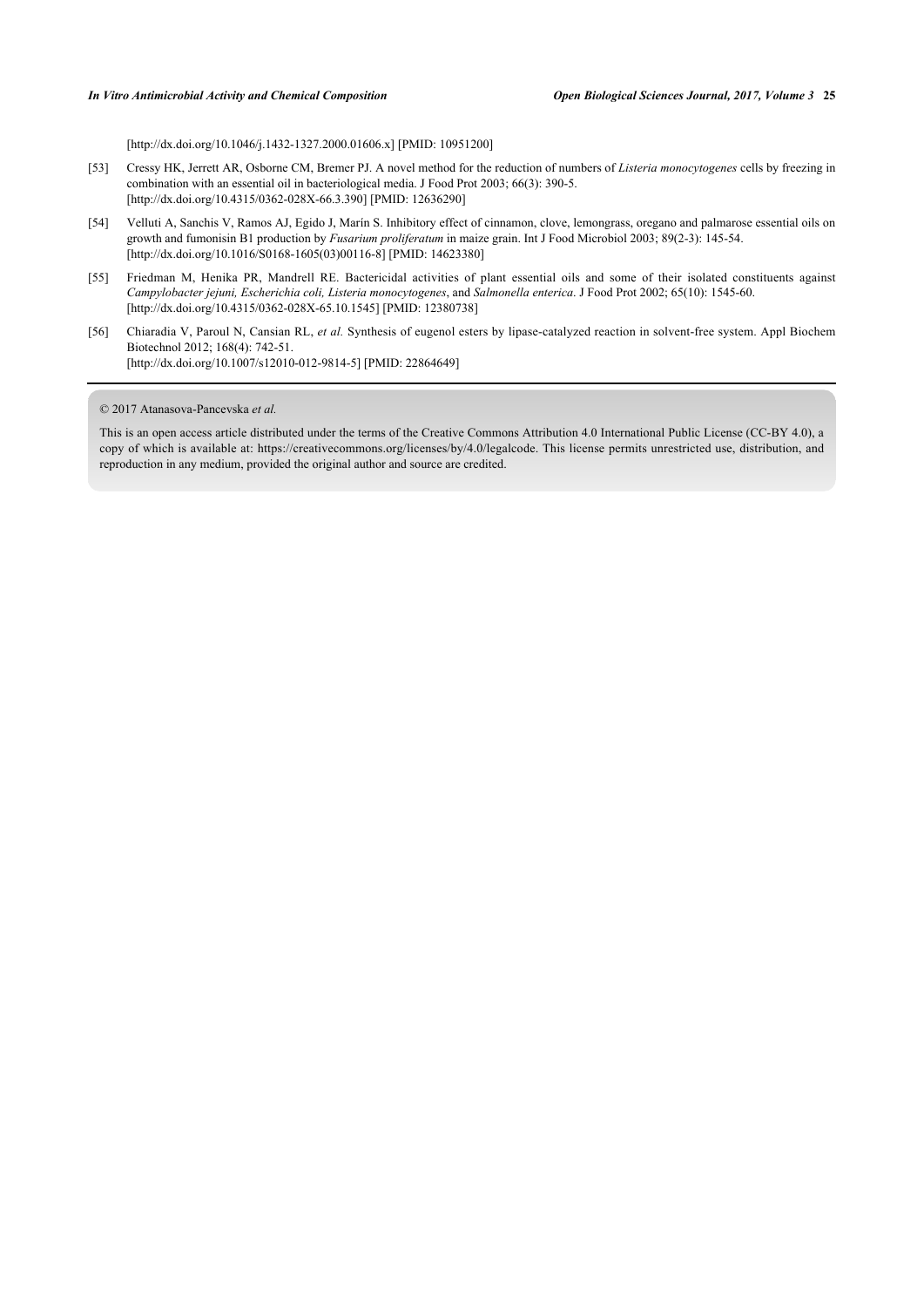[http://dx.doi.org/10.1046/j.1432-1327.2000.01606.x] [PMID: 10951200]

[53] Cressy HK, Jerrett AR, Osborne CM, Bremer PJ. A novel method for the reduction of numbers of *Listeria monocytogenes* cells by freezing in combination with an essential oil in bacteriological media. J Food Prot 2003; 66(3): 390-5. [http://dx.doi.org/10.4315/0362-028X-66.3.390] [PMID: 12636290]

[54] Velluti A, Sanchis V, Ramos AJ, Egido J, Marín S. Inhibitory effect of cinnamon, clove, lemongrass, oregano and palmarose essential oils on growth and fumonisin B1 production by *Fusarium proliferatum* in maize grain. Int J Food Microbiol 2003; 89(2-3): 145-54. [http://dx.doi.org/10.1016/S0168-1605(03)00116-8] [PMID: 14623380]

[55] Friedman M, Henika PR, Mandrell RE. Bactericidal activities of plant essential oils and some of their isolated constituents against *Campylobacter jejuni, Escherichia coli, Listeria monocytogenes*, and *Salmonella enterica*. J Food Prot 2002; 65(10): 1545-60. [http://dx.doi.org/10.4315/0362-028X-65.10.1545] [PMID: 12380738]

[56] Chiaradia V, Paroul N, Cansian RL, *et al.* Synthesis of eugenol esters by lipase-catalyzed reaction in solvent-free system. Appl Biochem Biotechnol 2012; 168(4): 742-51. [http://dx.doi.org/10.1007/s12010-012-9814-5] [PMID: 22864649]

---

© 2017 Atanasova-Pancevska *et al.*

This is an open access article distributed under the terms of the Creative Commons Attribution 4.0 International Public License (CC-BY 4.0), a copy of which is available at: https://creativecommons.org/licenses/by/4.0/legalcode. This license permits unrestricted use, distribution, and reproduction in any medium, provided the original author and source are credited.